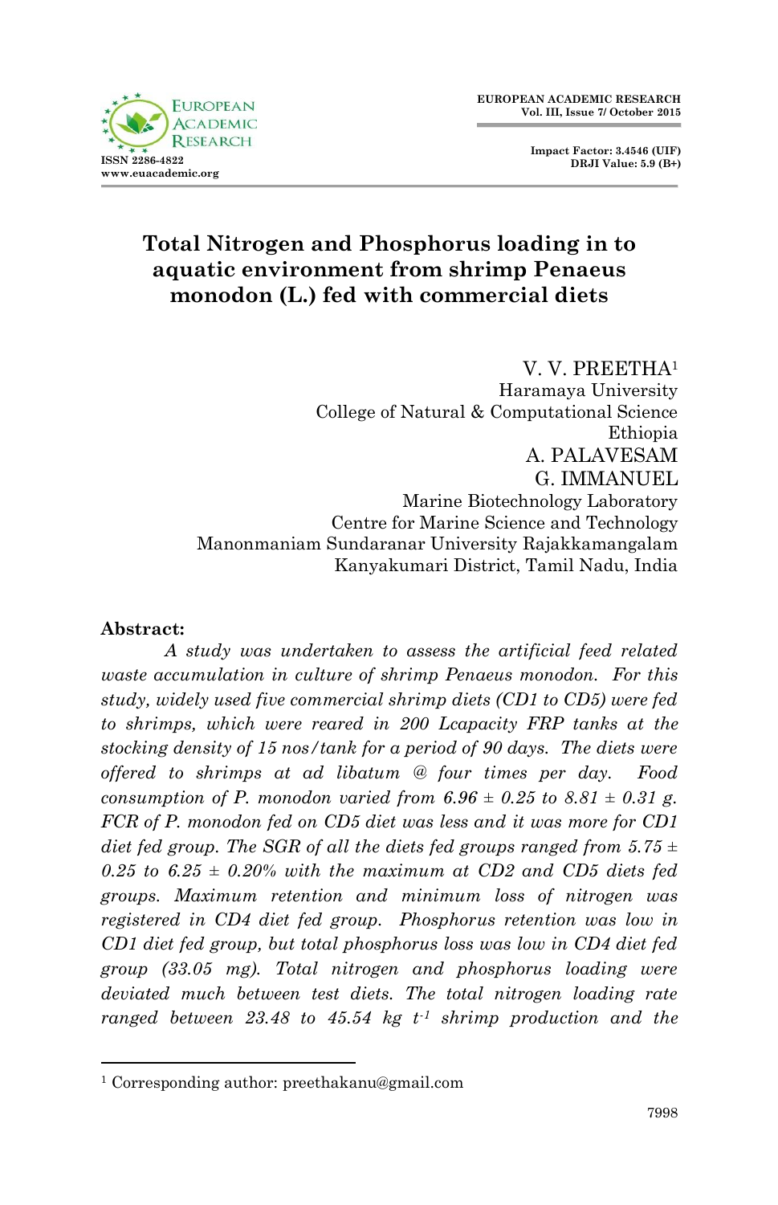# Total Nitrogen and Phosphorus loading in to aquatic environment from shrimp Penaeus monodon (L.) fed with commercial diets

V. V. PREETHA[1]
Haramaya University
College of Natural & Computational Science
Ethiopia

A. PALAVESAM
G. IMMANUEL
Marine Biotechnology Laboratory
Centre for Marine Science and Technology
Manonmaniam Sundaranar University Rajakkamangalam
Kanyakumari District, Tamil Nadu, India

**Abstract:**

*A study was undertaken to assess the artificial feed related waste accumulation in culture of shrimp Penaeus monodon. For this study, widely used five commercial shrimp diets (CD1 to CD5) were fed to shrimps, which were reared in 200 Lcapacity FRP tanks at the stocking density of 15 nos/tank for a period of 90 days. The diets were offered to shrimps at ad libatum @ four times per day. Food consumption of P. monodon varied from 6.96 ± 0.25 to 8.81 ± 0.31 g. FCR of P. monodon fed on CD5 diet was less and it was more for CD1 diet fed group. The SGR of all the diets fed groups ranged from 5.75 ± 0.25 to 6.25 ± 0.20% with the maximum at CD2 and CD5 diets fed groups. Maximum retention and minimum loss of nitrogen was registered in CD4 diet fed group. Phosphorus retention was low in CD1 diet fed group, but total phosphorus loss was low in CD4 diet fed group (33.05 mg). Total nitrogen and phosphorus loading were deviated much between test diets. The total nitrogen loading rate ranged between 23.48 to 45.54 kg $t^{-1}$ shrimp production and the*

[1] Corresponding author: preethakanu@gmail.com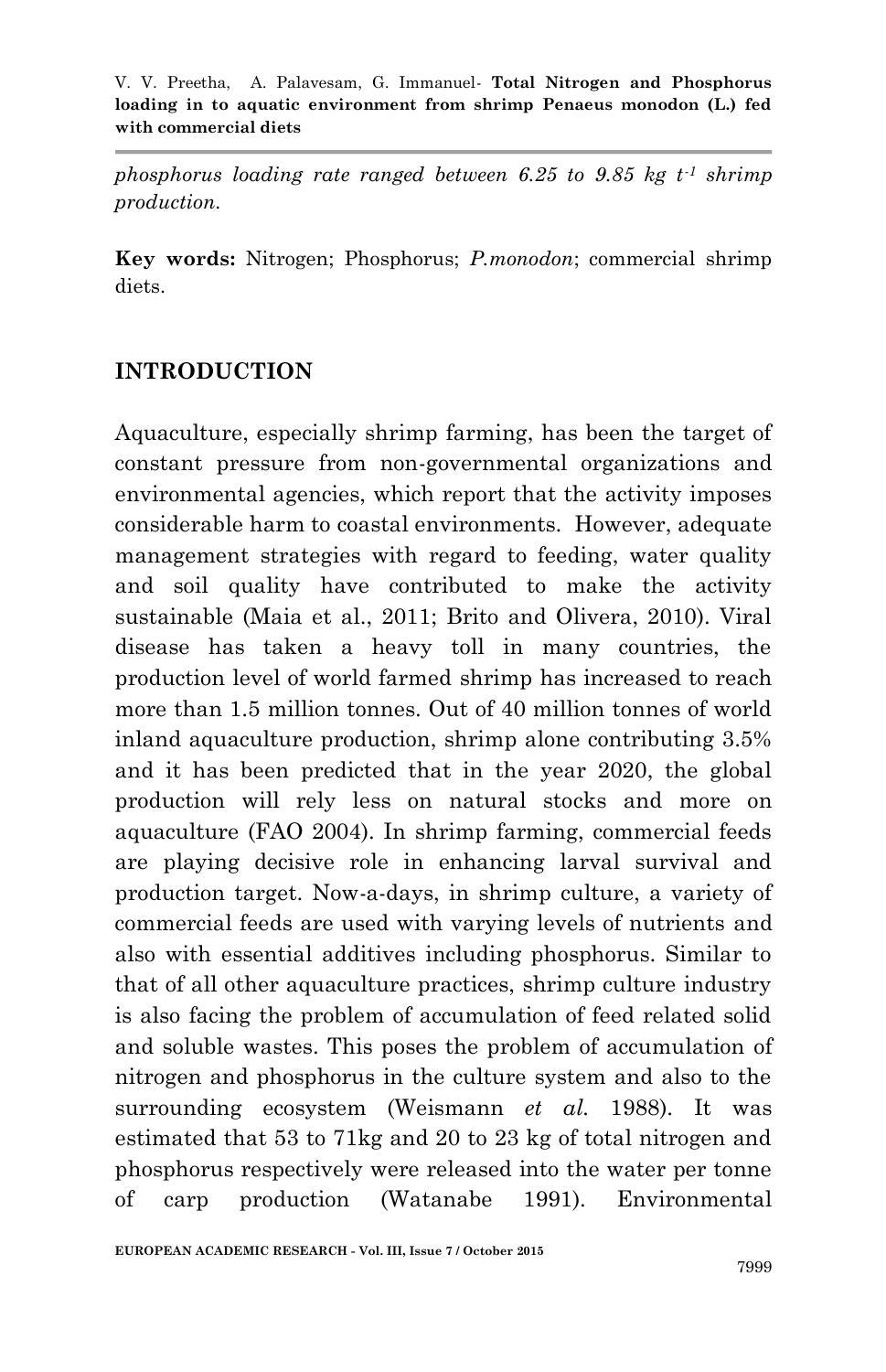*phosphorus loading rate ranged between 6.25 to 9.85 kg $t^{-1}$ shrimp production.*

**Key words:** Nitrogen; Phosphorus; *P.monodon*; commercial shrimp diets.

## INTRODUCTION

Aquaculture, especially shrimp farming, has been the target of constant pressure from non-governmental organizations and environmental agencies, which report that the activity imposes considerable harm to coastal environments. However, adequate management strategies with regard to feeding, water quality and soil quality have contributed to make the activity sustainable (Maia et al., 2011; Brito and Olivera, 2010). Viral disease has taken a heavy toll in many countries, the production level of world farmed shrimp has increased to reach more than 1.5 million tonnes. Out of 40 million tonnes of world inland aquaculture production, shrimp alone contributing 3.5% and it has been predicted that in the year 2020, the global production will rely less on natural stocks and more on aquaculture (FAO 2004). In shrimp farming, commercial feeds are playing decisive role in enhancing larval survival and production target. Now-a-days, in shrimp culture, a variety of commercial feeds are used with varying levels of nutrients and also with essential additives including phosphorus. Similar to that of all other aquaculture practices, shrimp culture industry is also facing the problem of accumulation of feed related solid and soluble wastes. This poses the problem of accumulation of nitrogen and phosphorus in the culture system and also to the surrounding ecosystem (Weismann *et al.* 1988). It was estimated that 53 to 71kg and 20 to 23 kg of total nitrogen and phosphorus respectively were released into the water per tonne of carp production (Watanabe 1991). Environmental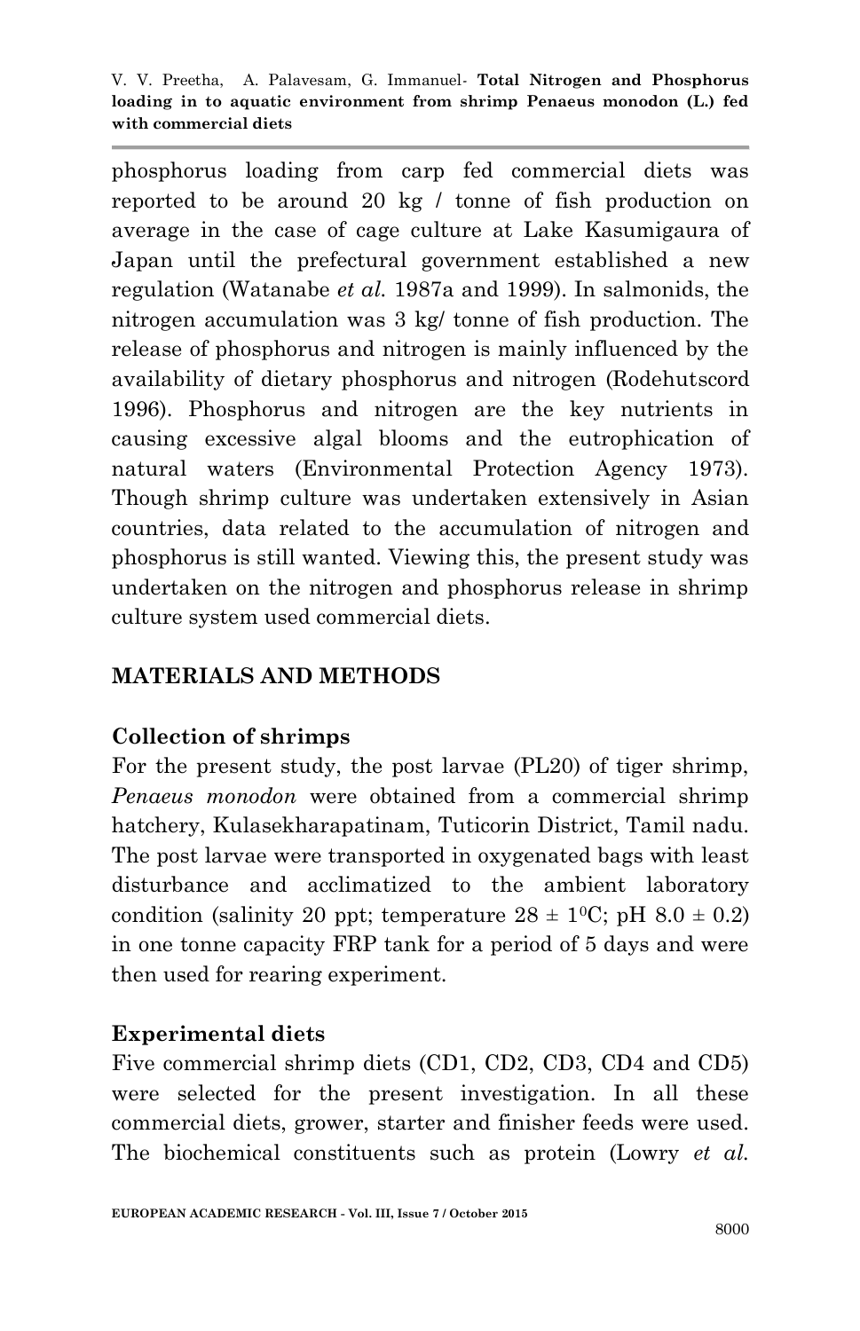phosphorus loading from carp fed commercial diets was reported to be around 20 kg / tonne of fish production on average in the case of cage culture at Lake Kasumigaura of Japan until the prefectural government established a new regulation (Watanabe *et al.* 1987a and 1999). In salmonids, the nitrogen accumulation was 3 kg/ tonne of fish production. The release of phosphorus and nitrogen is mainly influenced by the availability of dietary phosphorus and nitrogen (Rodehutscord 1996). Phosphorus and nitrogen are the key nutrients in causing excessive algal blooms and the eutrophication of natural waters (Environmental Protection Agency 1973). Though shrimp culture was undertaken extensively in Asian countries, data related to the accumulation of nitrogen and phosphorus is still wanted. Viewing this, the present study was undertaken on the nitrogen and phosphorus release in shrimp culture system used commercial diets.

## MATERIALS AND METHODS

### Collection of shrimps

For the present study, the post larvae (PL20) of tiger shrimp, *Penaeus monodon* were obtained from a commercial shrimp hatchery, Kulasekharapatinam, Tuticorin District, Tamil nadu. The post larvae were transported in oxygenated bags with least disturbance and acclimatized to the ambient laboratory condition (salinity 20 ppt; temperature $28 \pm 1^0$C; pH $8.0 \pm 0.2$) in one tonne capacity FRP tank for a period of 5 days and were then used for rearing experiment.

### Experimental diets

Five commercial shrimp diets (CD1, CD2, CD3, CD4 and CD5) were selected for the present investigation. In all these commercial diets, grower, starter and finisher feeds were used. The biochemical constituents such as protein (Lowry *et al.*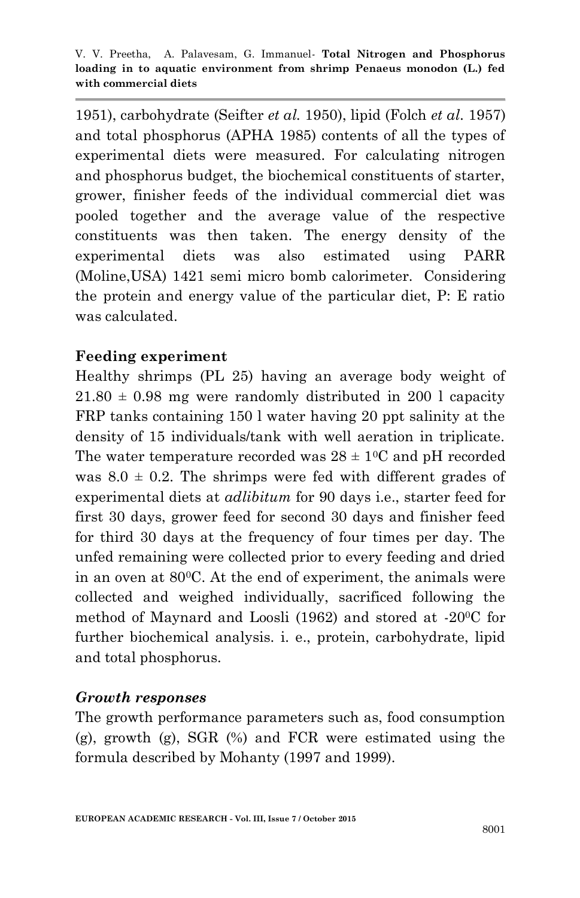1951), carbohydrate (Seifter *et al.* 1950), lipid (Folch *et al.* 1957) and total phosphorus (APHA 1985) contents of all the types of experimental diets were measured. For calculating nitrogen and phosphorus budget, the biochemical constituents of starter, grower, finisher feeds of the individual commercial diet was pooled together and the average value of the respective constituents was then taken. The energy density of the experimental diets was also estimated using PARR (Moline,USA) 1421 semi micro bomb calorimeter. Considering the protein and energy value of the particular diet, P: E ratio was calculated.

**Feeding experiment**

Healthy shrimps (PL 25) having an average body weight of $21.80 \pm 0.98$ mg were randomly distributed in 200 l capacity FRP tanks containing 150 l water having 20 ppt salinity at the density of 15 individuals/tank with well aeration in triplicate. The water temperature recorded was $28 \pm 1^{0}$C and pH recorded was $8.0 \pm 0.2$. The shrimps were fed with different grades of experimental diets at *adlibitum* for 90 days i.e., starter feed for first 30 days, grower feed for second 30 days and finisher feed for third 30 days at the frequency of four times per day. The unfed remaining were collected prior to every feeding and dried in an oven at $80^{0}$C. At the end of experiment, the animals were collected and weighed individually, sacrificed following the method of Maynard and Loosli (1962) and stored at $-20^{0}$C for further biochemical analysis. i. e., protein, carbohydrate, lipid and total phosphorus.

***Growth responses***

The growth performance parameters such as, food consumption (g), growth (g), SGR (%) and FCR were estimated using the formula described by Mohanty (1997 and 1999).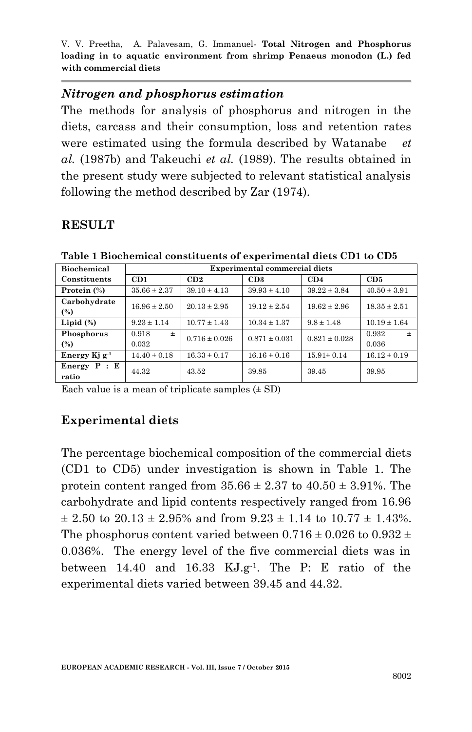### *Nitrogen and phosphorus estimation*

The methods for analysis of phosphorus and nitrogen in the diets, carcass and their consumption, loss and retention rates were estimated using the formula described by Watanabe *et al.* (1987b) and Takeuchi *et al.* (1989). The results obtained in the present study were subjected to relevant statistical analysis following the method described by Zar (1974).

## RESULT

**Table 1 Biochemical constituents of experimental diets CD1 to CD5**

| Biochemical Constituents | Experimental commercial diets | | | | |
|---|---|---|---|---|---|
| | CD1 | CD2 | CD3 | CD4 | CD5 |
| Protein (%) | 35.66 ± 2.37 | 39.10 ± 4.13 | 39.93 ± 4.10 | 39.22 ± 3.84 | 40.50 ± 3.91 |
| Carbohydrate (%) | 16.96 ± 2.50 | 20.13 ± 2.95 | 19.12 ± 2.54 | 19.62 ± 2.96 | 18.35 ± 2.51 |
| Lipid (%) | 9.23 ± 1.14 | 10.77 ± 1.43 | 10.34 ± 1.37 | 9.8 ± 1.48 | 10.19 ± 1.64 |
| Phosphorus (%) | 0.918 ± 0.032 | 0.716 ± 0.026 | 0.871 ± 0.031 | 0.821 ± 0.028 | 0.932 ± 0.036 |
| Energy Kj $g^{-1}$ | 14.40 ± 0.18 | 16.33 ± 0.17 | 16.16 ± 0.16 | 15.91± 0.14 | 16.12 ± 0.19 |
| Energy P : E ratio | 44.32 | 43.52 | 39.85 | 39.45 | 39.95 |

Each value is a mean of triplicate samples (± SD)

### Experimental diets

The percentage biochemical composition of the commercial diets (CD1 to CD5) under investigation is shown in Table 1. The protein content ranged from 35.66 ± 2.37 to 40.50 ± 3.91%. The carbohydrate and lipid contents respectively ranged from 16.96 ± 2.50 to 20.13 ± 2.95% and from 9.23 ± 1.14 to 10.77 ± 1.43%. The phosphorus content varied between 0.716 ± 0.026 to 0.932 ± 0.036%. The energy level of the five commercial diets was in between 14.40 and 16.33 KJ.$g^{-1}$. The P: E ratio of the experimental diets varied between 39.45 and 44.32.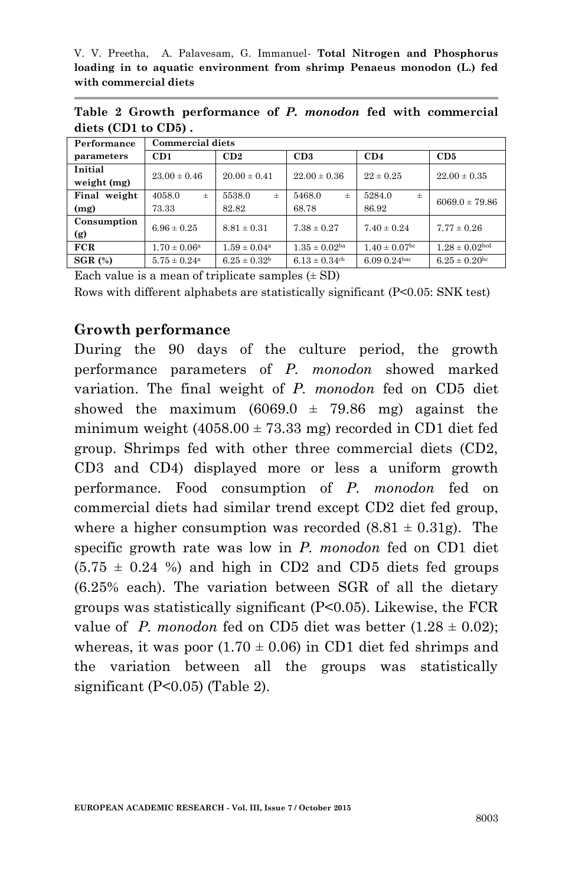**Table 2 Growth performance of *P. monodon* fed with commercial diets (CD1 to CD5) .**

| Performance parameters | Commercial diets | | | | |
|---|---|---|---|---|---|
| | CD1 | CD2 | CD3 | CD4 | CD5 |
| Initial weight (mg) | 23.00 ± 0.46 | 20.00 ± 0.41 | 22.00 ± 0.36 | 22 ± 0.25 | 22.00 ± 0.35 |
| Final weight (mg) | 4058.0 ± 73.33 | 5538.0 ± 82.82 | 5468.0 ± 68.78 | 5284.0 ± 86.92 | 6069.0 ± 79.86 |
| Consumption (g) | 6.96 ± 0.25 | 8.81 ± 0.31 | 7.38 ± 0.27 | 7.40 ± 0.24 | 7.77 ± 0.26 |
| FCR | 1.70 ± 0.06$^{a}$ | 1.59 ± 0.04$^{a}$ | 1.35 ± 0.02$^{ba}$ | 1.40 ± 0.07$^{bc}$ | 1.28 ± 0.02$^{bcd}$ |
| SGR (%) | 5.75 ± 0.24$^{a}$ | 6.25 ± 0.32$^{b}$ | 6.13 ± 0.34$^{cb}$ | 6.09 0.24$^{bac}$ | 6.25 ± 0.20$^{bc}$ |

Each value is a mean of triplicate samples (± SD)

Rows with different alphabets are statistically significant (P<0.05: SNK test)

## Growth performance

During the 90 days of the culture period, the growth performance parameters of *P. monodon* showed marked variation. The final weight of *P. monodon* fed on CD5 diet showed the maximum (6069.0 ± 79.86 mg) against the minimum weight (4058.00 ± 73.33 mg) recorded in CD1 diet fed group. Shrimps fed with other three commercial diets (CD2, CD3 and CD4) displayed more or less a uniform growth performance. Food consumption of *P. monodon* fed on commercial diets had similar trend except CD2 diet fed group, where a higher consumption was recorded (8.81 ± 0.31g). The specific growth rate was low in *P. monodon* fed on CD1 diet (5.75 ± 0.24 %) and high in CD2 and CD5 diets fed groups (6.25% each). The variation between SGR of all the dietary groups was statistically significant (P<0.05). Likewise, the FCR value of *P. monodon* fed on CD5 diet was better (1.28 ± 0.02); whereas, it was poor (1.70 ± 0.06) in CD1 diet fed shrimps and the variation between all the groups was statistically significant (P<0.05) (Table 2).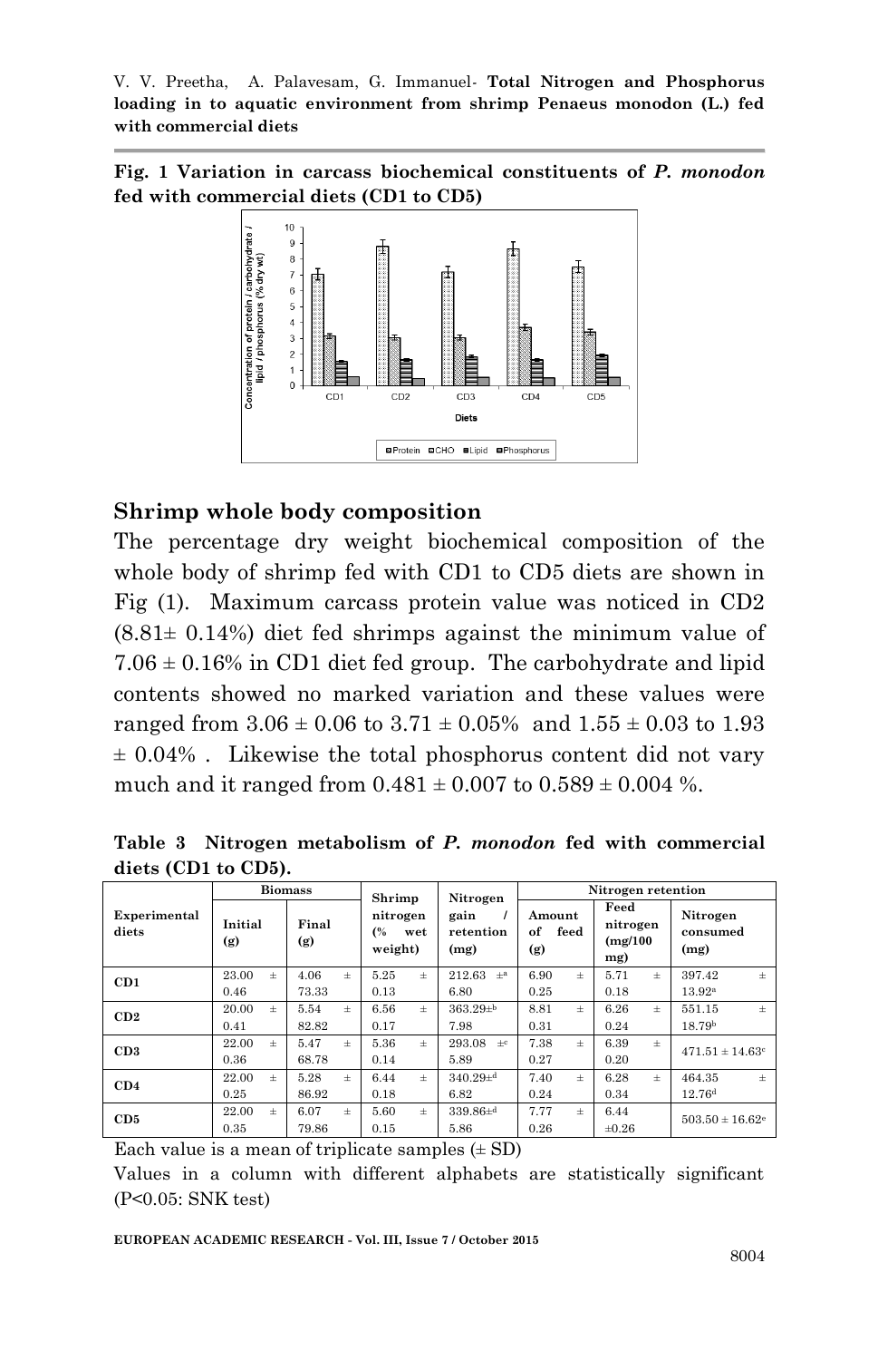**Fig. 1 Variation in carcass biochemical constituents of *P. monodon* fed with commercial diets (CD1 to CD5)**

## Shrimp whole body composition

The percentage dry weight biochemical composition of the whole body of shrimp fed with CD1 to CD5 diets are shown in Fig (1). Maximum carcass protein value was noticed in CD2 (8.81± 0.14%) diet fed shrimps against the minimum value of 7.06 ± 0.16% in CD1 diet fed group. The carbohydrate and lipid contents showed no marked variation and these values were ranged from 3.06 ± 0.06 to 3.71 ± 0.05% and 1.55 ± 0.03 to 1.93 ± 0.04% . Likewise the total phosphorus content did not vary much and it ranged from 0.481 ± 0.007 to 0.589 ± 0.004 %.

**Table 3 Nitrogen metabolism of *P. monodon* fed with commercial diets (CD1 to CD5).**

| Experimental diets | Biomass | | Shrimp nitrogen (% wet weight) | Nitrogen gain / retention (mg) | Nitrogen retention | | |
|---|---|---|---|---|---|---|---|
| | Initial (g) | Final (g) | | | Amount of feed (g) | Feed nitrogen (mg/100 mg) | Nitrogen consumed (mg) |
| CD1 | 23.00 ± 0.46 | 4.06 ± 73.33 | 5.25 ± 0.13 | 212.63 ±[a] 6.80 | 6.90 ± 0.25 | 5.71 ± 0.18 | 397.42 ± 13.92[a] |
| CD2 | 20.00 ± 0.41 | 5.54 ± 82.82 | 6.56 ± 0.17 | 363.29±[b] 7.98 | 8.81 ± 0.31 | 6.26 ± 0.24 | 551.15 ± 18.79[b] |
| CD3 | 22.00 ± 0.36 | 5.47 ± 68.78 | 5.36 ± 0.14 | 293.08 ±[c] 5.89 | 7.38 ± 0.27 | 6.39 ± 0.20 | 471.51 ± 14.63[c] |
| CD4 | 22.00 ± 0.25 | 5.28 ± 86.92 | 6.44 ± 0.18 | 340.29±[d] 6.82 | 7.40 ± 0.24 | 6.28 ± 0.34 | 464.35 ± 12.76[d] |
| CD5 | 22.00 ± 0.35 | 6.07 ± 79.86 | 5.60 ± 0.15 | 339.86±[d] 5.86 | 7.77 ± 0.26 | 6.44 ±0.26 | 503.50 ± 16.62[e] |

Each value is a mean of triplicate samples (± SD)

Values in a column with different alphabets are statistically significant (P<0.05: SNK test)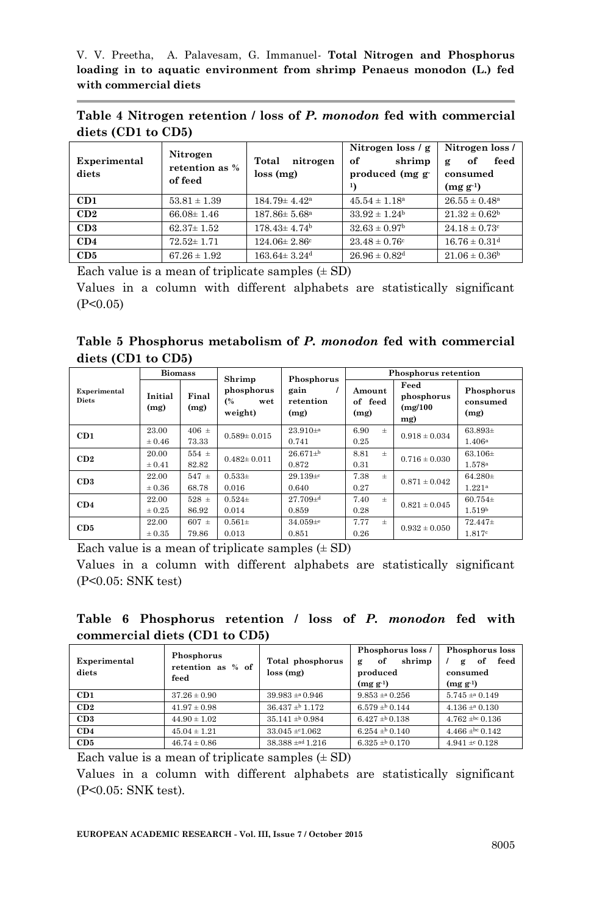**Table 4 Nitrogen retention / loss of *P. monodon* fed with commercial diets (CD1 to CD5)**

| Experimental diets | Nitrogen retention as % of feed | Total nitrogen loss (mg) | Nitrogen loss / g of shrimp produced ($mg\ g^{-1}$) | Nitrogen loss / g of feed consumed ($mg\ g^{-1}$) |
|---|---|---|---|---|
| **CD1** | 53.81 ± 1.39 | 184.79± 4.42[a] | 45.54 ± 1.18[a] | 26.55 ± 0.48[a] |
| **CD2** | 66.08± 1.46 | 187.86± 5.68[a] | 33.92 ± 1.24[b] | 21.32 ± 0.62[b] |
| **CD3** | 62.37± 1.52 | 178.43± 4.74[b] | 32.63 ± 0.97[b] | 24.18 ± 0.73[c] |
| **CD4** | 72.52± 1.71 | 124.06± 2.86[c] | 23.48 ± 0.76[c] | 16.76 ± 0.31[d] |
| **CD5** | 67.26 ± 1.92 | 163.64± 3.24[d] | 26.96 ± 0.82[d] | 21.06 ± 0.36[b] |

Each value is a mean of triplicate samples (± SD)

Values in a column with different alphabets are statistically significant ($P<0.05$)

**Table 5 Phosphorus metabolism of *P. monodon* fed with commercial diets (CD1 to CD5)**

| Experimental Diets | Biomass | | Shrimp phosphorus (% wet weight) | Phosphorus gain / retention (mg) | Phosphorus retention | | |
|---|---|---|---|---|---|---|---|
| | Initial (mg) | Final (mg) | | | Amount of feed (mg) | Feed phosphorus (mg/100 mg) | Phosphorus consumed (mg) |
| **CD1** | 23.00 ± 0.46 | 406 ± 73.33 | 0.589± 0.015 | 23.910±[a] 0.741 | 6.90 ± 0.25 | 0.918 ± 0.034 | 63.893± 1.406[a] |
| **CD2** | 20.00 ± 0.41 | 554 ± 82.82 | 0.482± 0.011 | 26.671±[b] 0.872 | 8.81 ± 0.31 | 0.716 ± 0.030 | 63.106± 1.578[a] |
| **CD3** | 22.00 ± 0.36 | 547 ± 68.78 | 0.533± 0.016 | 29.139±[c] 0.640 | 7.38 ± 0.27 | 0.871 ± 0.042 | 64.280± 1.221[a] |
| **CD4** | 22.00 ± 0.25 | 528 ± 86.92 | 0.524± 0.014 | 27.709±[d] 0.859 | 7.40 ± 0.28 | 0.821 ± 0.045 | 60.754± 1.519[b] |
| **CD5** | 22.00 ± 0.35 | 607 ± 79.86 | 0.561± 0.013 | 34.059±[e] 0.851 | 7.77 ± 0.26 | 0.932 ± 0.050 | 72.447± 1.817[c] |

Each value is a mean of triplicate samples (± SD)

Values in a column with different alphabets are statistically significant ($P<0.05$: SNK test)

**Table 6 Phosphorus retention / loss of *P. monodon* fed with commercial diets (CD1 to CD5)**

| Experimental diets | Phosphorus retention as % of feed | Total phosphorus loss (mg) | Phosphorus loss / g of shrimp produced ($mg\ g^{-1}$) | Phosphorus loss / g of feed consumed ($mg\ g^{-1}$) |
|---|---|---|---|---|
| **CD1** | 37.26 ± 0.90 | 39.983 ±[a] 0.946 | 9.853 ±[a] 0.256 | 5.745 ±[a] 0.149 |
| **CD2** | 41.97 ± 0.98 | 36.437 ±[b] 1.172 | 6.579 ±[b] 0.144 | 4.136 ±[a] 0.130 |
| **CD3** | 44.90 ± 1.02 | 35.141 ±[b] 0.984 | 6.427 ±[b] 0.138 | 4.762 ±[bc] 0.136 |
| **CD4** | 45.04 ± 1.21 | 33.045 ±[c] 1.062 | 6.254 ±[b] 0.140 | 4.466 ±[bc] 0.142 |
| **CD5** | 46.74 ± 0.86 | 38.388 ±[ad] 1.216 | 6.325 ±[b] 0.170 | 4.941 ±[c] 0.128 |

Each value is a mean of triplicate samples (± SD)

Values in a column with different alphabets are statistically significant ($P<0.05$: SNK test).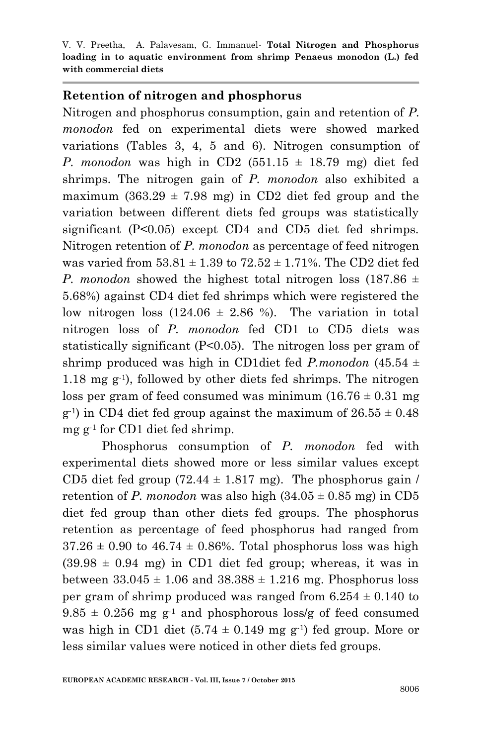## Retention of nitrogen and phosphorus

Nitrogen and phosphorus consumption, gain and retention of *P. monodon* fed on experimental diets were showed marked variations (Tables 3, 4, 5 and 6). Nitrogen consumption of *P. monodon* was high in CD2 (551.15 ± 18.79 mg) diet fed shrimps. The nitrogen gain of *P. monodon* also exhibited a maximum (363.29 ± 7.98 mg) in CD2 diet fed group and the variation between different diets fed groups was statistically significant ($P<0.05$) except CD4 and CD5 diet fed shrimps. Nitrogen retention of *P. monodon* as percentage of feed nitrogen was varied from 53.81 ± 1.39 to 72.52 ± 1.71%. The CD2 diet fed *P. monodon* showed the highest total nitrogen loss (187.86 ± 5.68%) against CD4 diet fed shrimps which were registered the low nitrogen loss (124.06 ± 2.86 %). The variation in total nitrogen loss of *P. monodon* fed CD1 to CD5 diets was statistically significant ($P<0.05$). The nitrogen loss per gram of shrimp produced was high in CD1diet fed *P.monodon* (45.54 ± 1.18 mg $g^{-1}$), followed by other diets fed shrimps. The nitrogen loss per gram of feed consumed was minimum (16.76 ± 0.31 mg $g^{-1}$) in CD4 diet fed group against the maximum of 26.55 ± 0.48 mg $g^{-1}$ for CD1 diet fed shrimp.

Phosphorus consumption of *P. monodon* fed with experimental diets showed more or less similar values except CD5 diet fed group (72.44 ± 1.817 mg). The phosphorus gain / retention of *P. monodon* was also high (34.05 ± 0.85 mg) in CD5 diet fed group than other diets fed groups. The phosphorus retention as percentage of feed phosphorus had ranged from 37.26 ± 0.90 to 46.74 ± 0.86%. Total phosphorus loss was high (39.98 ± 0.94 mg) in CD1 diet fed group; whereas, it was in between 33.045 ± 1.06 and 38.388 ± 1.216 mg. Phosphorus loss per gram of shrimp produced was ranged from 6.254 ± 0.140 to 9.85 ± 0.256 mg $g^{-1}$ and phosphorous loss/g of feed consumed was high in CD1 diet (5.74 ± 0.149 mg $g^{-1}$) fed group. More or less similar values were noticed in other diets fed groups.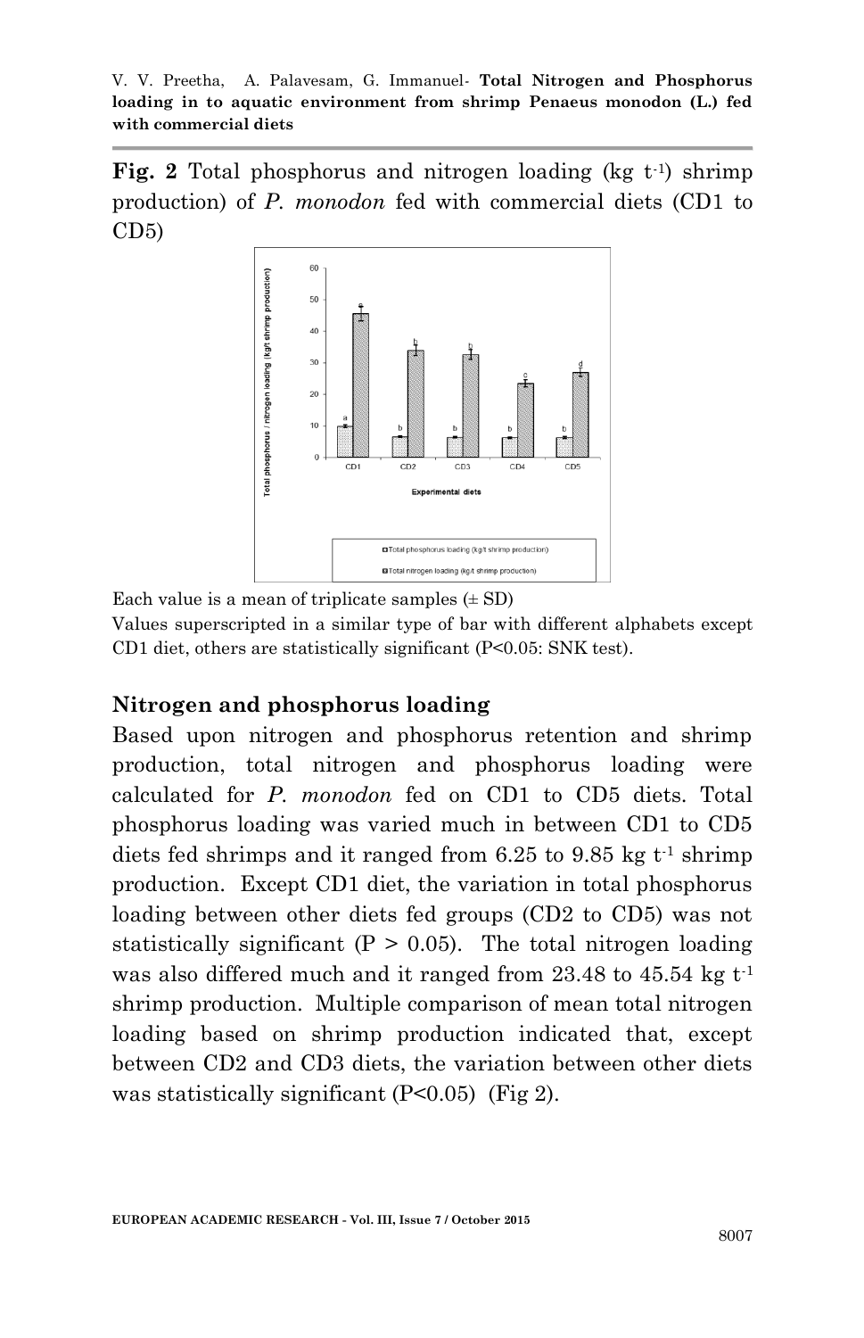**Fig. 2** Total phosphorus and nitrogen loading (kg $t^{-1}$) shrimp production) of *P. monodon* fed with commercial diets (CD1 to CD5)

Each value is a mean of triplicate samples (± SD)

Values superscripted in a similar type of bar with different alphabets except CD1 diet, others are statistically significant ($P<0.05$: SNK test).

## Nitrogen and phosphorus loading

Based upon nitrogen and phosphorus retention and shrimp production, total nitrogen and phosphorus loading were calculated for *P. monodon* fed on CD1 to CD5 diets. Total phosphorus loading was varied much in between CD1 to CD5 diets fed shrimps and it ranged from 6.25 to 9.85 kg $t^{-1}$ shrimp production. Except CD1 diet, the variation in total phosphorus loading between other diets fed groups (CD2 to CD5) was not statistically significant ($P > 0.05$). The total nitrogen loading was also differed much and it ranged from 23.48 to 45.54 kg $t^{-1}$ shrimp production. Multiple comparison of mean total nitrogen loading based on shrimp production indicated that, except between CD2 and CD3 diets, the variation between other diets was statistically significant ($P<0.05$) (Fig 2).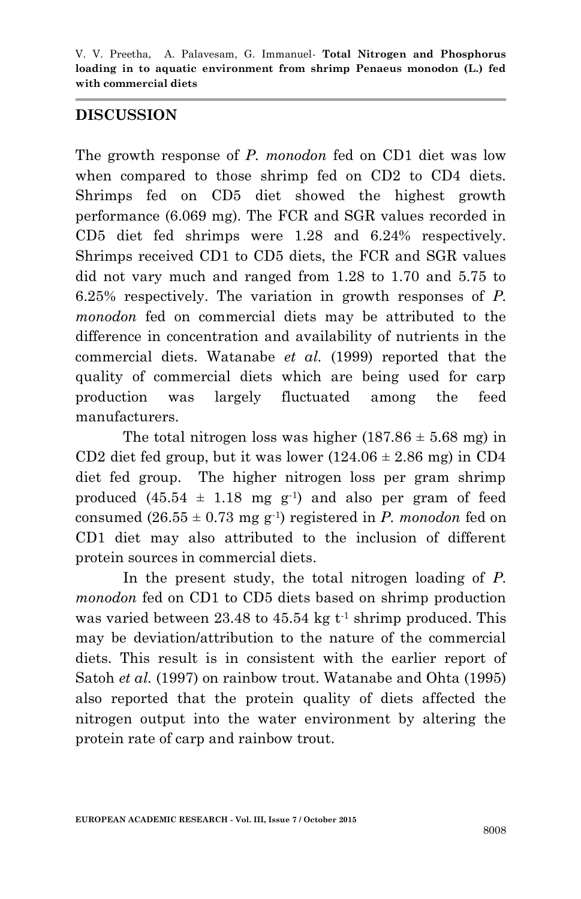## DISCUSSION

The growth response of *P. monodon* fed on CD1 diet was low when compared to those shrimp fed on CD2 to CD4 diets. Shrimps fed on CD5 diet showed the highest growth performance (6.069 mg). The FCR and SGR values recorded in CD5 diet fed shrimps were 1.28 and 6.24% respectively. Shrimps received CD1 to CD5 diets, the FCR and SGR values did not vary much and ranged from 1.28 to 1.70 and 5.75 to 6.25% respectively. The variation in growth responses of *P. monodon* fed on commercial diets may be attributed to the difference in concentration and availability of nutrients in the commercial diets. Watanabe *et al.* (1999) reported that the quality of commercial diets which are being used for carp production was largely fluctuated among the feed manufacturers.

The total nitrogen loss was higher (187.86 ± 5.68 mg) in CD2 diet fed group, but it was lower (124.06 ± 2.86 mg) in CD4 diet fed group. The higher nitrogen loss per gram shrimp produced (45.54 ± 1.18 mg $g^{-1}$) and also per gram of feed consumed (26.55 ± 0.73 mg $g^{-1}$) registered in *P. monodon* fed on CD1 diet may also attributed to the inclusion of different protein sources in commercial diets.

In the present study, the total nitrogen loading of *P. monodon* fed on CD1 to CD5 diets based on shrimp production was varied between 23.48 to 45.54 kg $t^{-1}$ shrimp produced. This may be deviation/attribution to the nature of the commercial diets. This result is in consistent with the earlier report of Satoh *et al.* (1997) on rainbow trout. Watanabe and Ohta (1995) also reported that the protein quality of diets affected the nitrogen output into the water environment by altering the protein rate of carp and rainbow trout.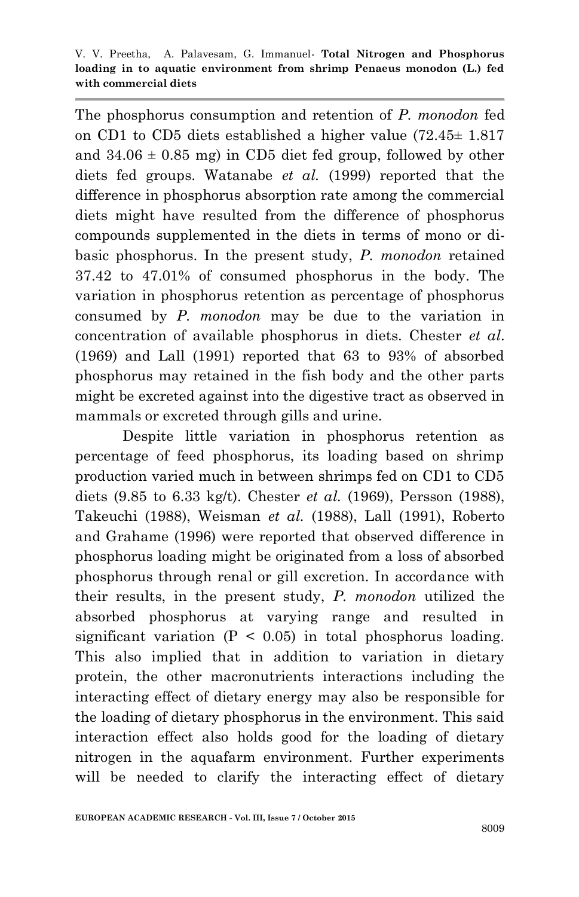The phosphorus consumption and retention of *P. monodon* fed on CD1 to CD5 diets established a higher value (72.45± 1.817 and 34.06 ± 0.85 mg) in CD5 diet fed group, followed by other diets fed groups. Watanabe *et al.* (1999) reported that the difference in phosphorus absorption rate among the commercial diets might have resulted from the difference of phosphorus compounds supplemented in the diets in terms of mono or di-basic phosphorus. In the present study, *P. monodon* retained 37.42 to 47.01% of consumed phosphorus in the body. The variation in phosphorus retention as percentage of phosphorus consumed by *P. monodon* may be due to the variation in concentration of available phosphorus in diets. Chester *et al.* (1969) and Lall (1991) reported that 63 to 93% of absorbed phosphorus may retained in the fish body and the other parts might be excreted against into the digestive tract as observed in mammals or excreted through gills and urine.

Despite little variation in phosphorus retention as percentage of feed phosphorus, its loading based on shrimp production varied much in between shrimps fed on CD1 to CD5 diets (9.85 to 6.33 kg/t). Chester *et al.* (1969), Persson (1988), Takeuchi (1988), Weisman *et al.* (1988), Lall (1991), Roberto and Grahame (1996) were reported that observed difference in phosphorus loading might be originated from a loss of absorbed phosphorus through renal or gill excretion. In accordance with their results, in the present study, *P. monodon* utilized the absorbed phosphorus at varying range and resulted in significant variation ($P < 0.05$) in total phosphorus loading. This also implied that in addition to variation in dietary protein, the other macronutrients interactions including the interacting effect of dietary energy may also be responsible for the loading of dietary phosphorus in the environment. This said interaction effect also holds good for the loading of dietary nitrogen in the aquafarm environment. Further experiments will be needed to clarify the interacting effect of dietary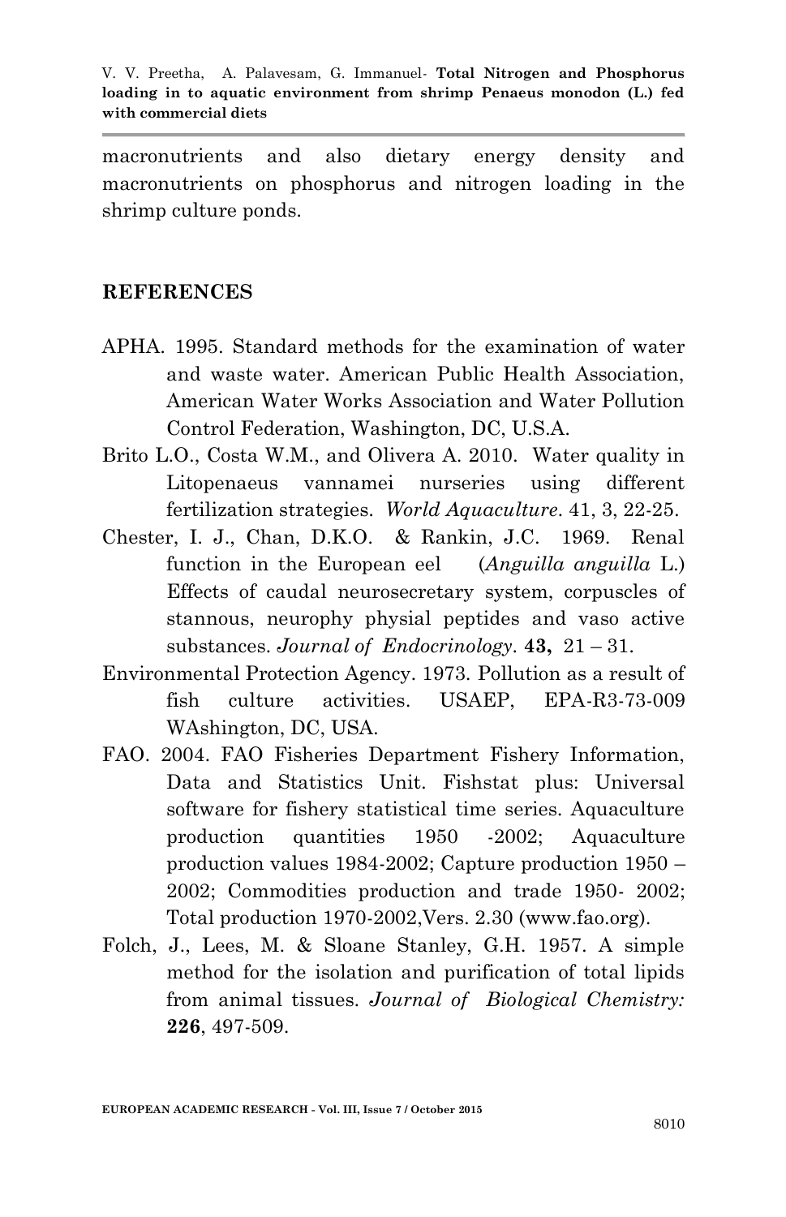macronutrients and also dietary energy density and macronutrients on phosphorus and nitrogen loading in the shrimp culture ponds.

## REFERENCES

APHA. 1995. Standard methods for the examination of water and waste water. American Public Health Association, American Water Works Association and Water Pollution Control Federation, Washington, DC, U.S.A.

Brito L.O., Costa W.M., and Olivera A. 2010. Water quality in Litopenaeus vannamei nurseries using different fertilization strategies. *World Aquaculture*. 41, 3, 22-25.

Chester, I. J., Chan, D.K.O. & Rankin, J.C. 1969. Renal function in the European eel (*Anguilla anguilla* L.) Effects of caudal neurosecretary system, corpuscles of stannous, neurophy physial peptides and vaso active substances. *Journal of Endocrinology*. **43,** 21 – 31.

Environmental Protection Agency. 1973. Pollution as a result of fish culture activities. USAEP, EPA-R3-73-009 WAshington, DC, USA.

FAO. 2004. FAO Fisheries Department Fishery Information, Data and Statistics Unit. Fishstat plus: Universal software for fishery statistical time series. Aquaculture production quantities 1950 -2002; Aquaculture production values 1984-2002; Capture production 1950 – 2002; Commodities production and trade 1950- 2002; Total production 1970-2002,Vers. 2.30 (www.fao.org).

Folch, J., Lees, M. & Sloane Stanley, G.H. 1957. A simple method for the isolation and purification of total lipids from animal tissues. *Journal of Biological Chemistry:* **226**, 497-509.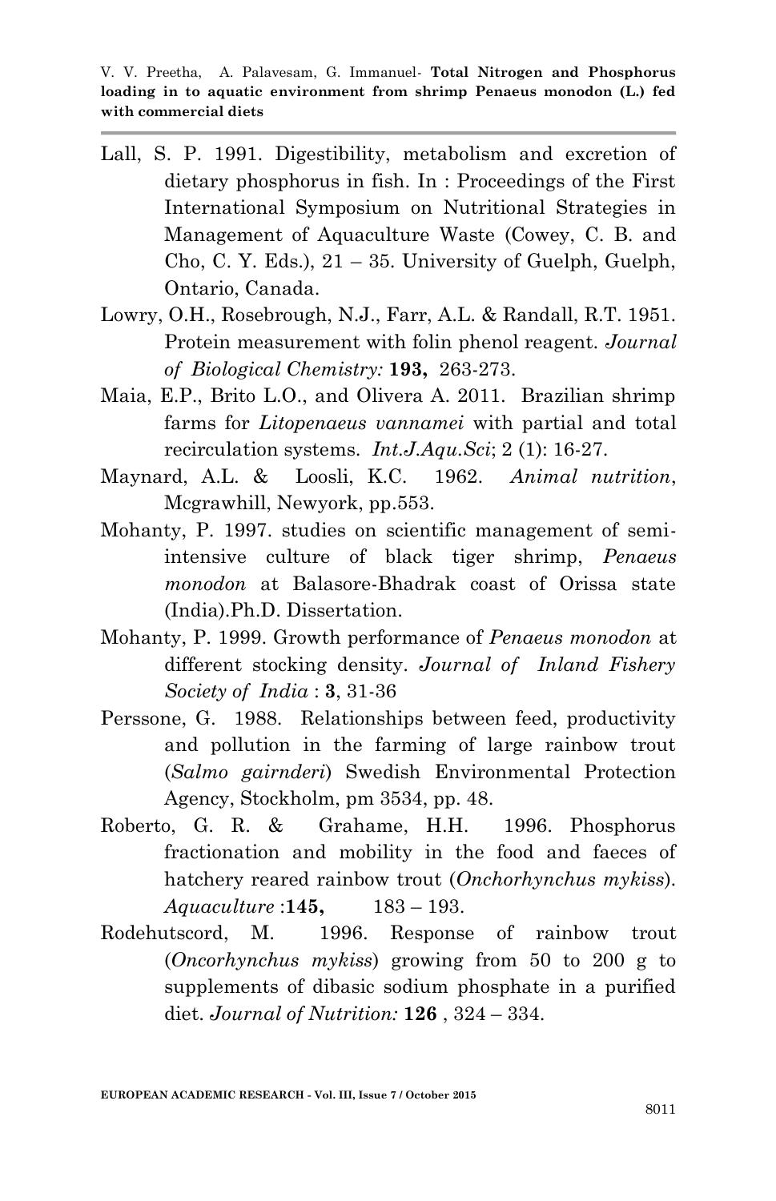Lall, S. P. 1991. Digestibility, metabolism and excretion of dietary phosphorus in fish. In : Proceedings of the First International Symposium on Nutritional Strategies in Management of Aquaculture Waste (Cowey, C. B. and Cho, C. Y. Eds.), 21 – 35. University of Guelph, Guelph, Ontario, Canada.

Lowry, O.H., Rosebrough, N.J., Farr, A.L. & Randall, R.T. 1951. Protein measurement with folin phenol reagent. *Journal of Biological Chemistry:* **193,** 263-273.

Maia, E.P., Brito L.O., and Olivera A. 2011. Brazilian shrimp farms for *Litopenaeus vannamei* with partial and total recirculation systems. *Int.J.Aqu.Sci*; 2 (1): 16-27.

Maynard, A.L. & Loosli, K.C. 1962. *Animal nutrition*, Mcgrawhill, Newyork, pp.553.

Mohanty, P. 1997. studies on scientific management of semi-intensive culture of black tiger shrimp, *Penaeus monodon* at Balasore-Bhadrak coast of Orissa state (India).Ph.D. Dissertation.

Mohanty, P. 1999. Growth performance of *Penaeus monodon* at different stocking density. *Journal of Inland Fishery Society of India* : **3**, 31-36

Perssone, G. 1988. Relationships between feed, productivity and pollution in the farming of large rainbow trout (*Salmo gairnderi*) Swedish Environmental Protection Agency, Stockholm, pm 3534, pp. 48.

Roberto, G. R. & Grahame, H.H. 1996. Phosphorus fractionation and mobility in the food and faeces of hatchery reared rainbow trout (*Onchorhynchus mykiss*). *Aquaculture* :**145,** 183 – 193.

Rodehutscord, M. 1996. Response of rainbow trout (*Oncorhynchus mykiss*) growing from 50 to 200 g to supplements of dibasic sodium phosphate in a purified diet. *Journal of Nutrition:* **126** , 324 – 334.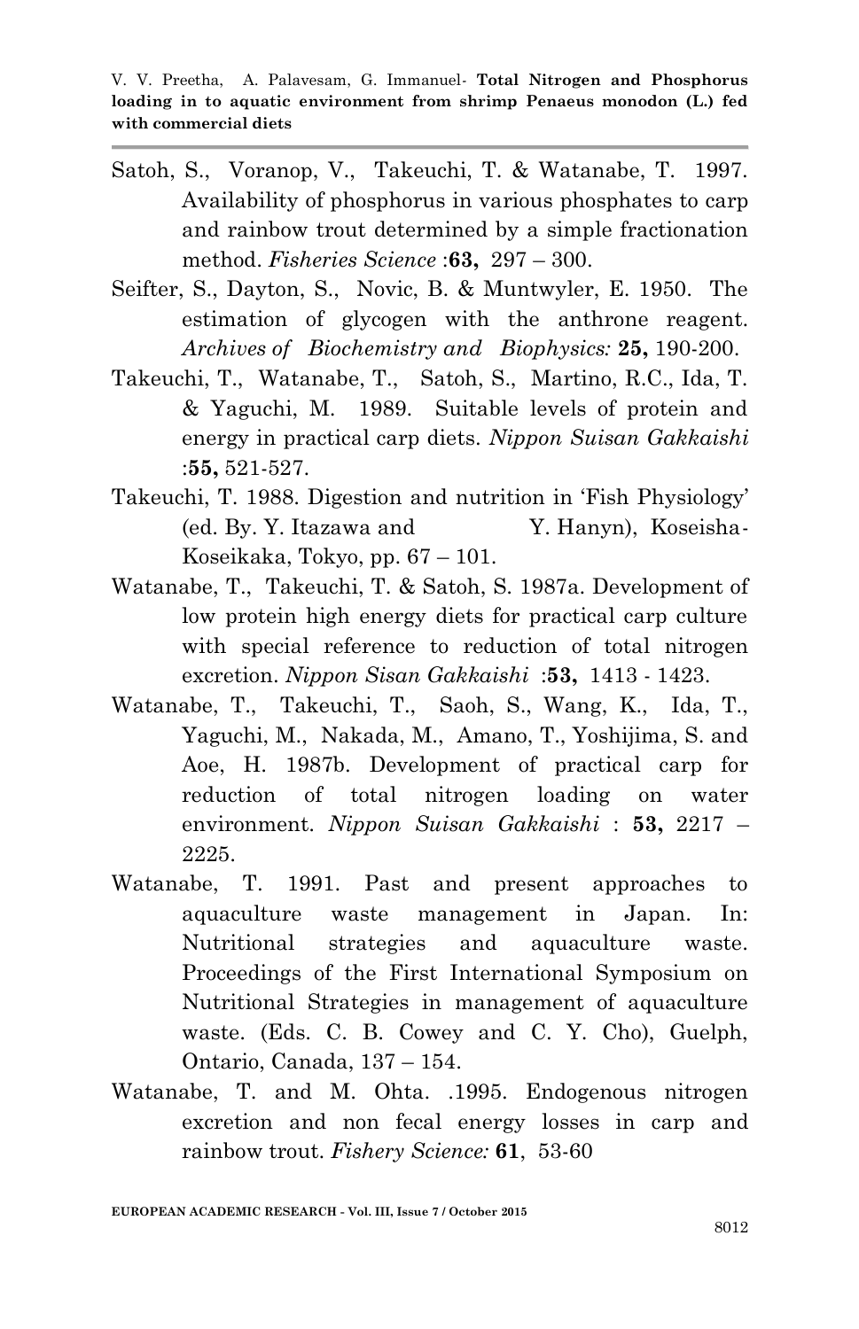Satoh, S., Voranop, V., Takeuchi, T. & Watanabe, T. 1997. Availability of phosphorus in various phosphates to carp and rainbow trout determined by a simple fractionation method. *Fisheries Science* :**63,** 297 – 300.

Seifter, S., Dayton, S., Novic, B. & Muntwyler, E. 1950. The estimation of glycogen with the anthrone reagent. *Archives of Biochemistry and Biophysics:* **25,** 190-200.

Takeuchi, T., Watanabe, T., Satoh, S., Martino, R.C., Ida, T. & Yaguchi, M. 1989. Suitable levels of protein and energy in practical carp diets. *Nippon Suisan Gakkaishi* :**55,** 521-527.

Takeuchi, T. 1988. Digestion and nutrition in 'Fish Physiology' (ed. By. Y. Itazawa and Y. Hanyn), Koseisha-Koseikaka, Tokyo, pp. 67 – 101.

Watanabe, T., Takeuchi, T. & Satoh, S. 1987a. Development of low protein high energy diets for practical carp culture with special reference to reduction of total nitrogen excretion. *Nippon Sisan Gakkaishi* :**53,** 1413 - 1423.

Watanabe, T., Takeuchi, T., Saoh, S., Wang, K., Ida, T., Yaguchi, M., Nakada, M., Amano, T., Yoshijima, S. and Aoe, H. 1987b. Development of practical carp for reduction of total nitrogen loading on water environment. *Nippon Suisan Gakkaishi* : **53,** 2217 – 2225.

Watanabe, T. 1991. Past and present approaches to aquaculture waste management in Japan. In: Nutritional strategies and aquaculture waste. Proceedings of the First International Symposium on Nutritional Strategies in management of aquaculture waste. (Eds. C. B. Cowey and C. Y. Cho), Guelph, Ontario, Canada, 137 – 154.

Watanabe, T. and M. Ohta. .1995. Endogenous nitrogen excretion and non fecal energy losses in carp and rainbow trout. *Fishery Science:* **61**, 53-60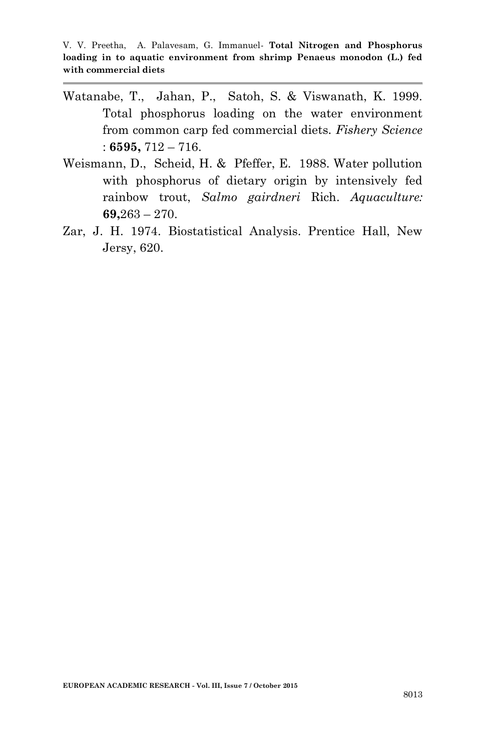Watanabe, T., Jahan, P., Satoh, S. & Viswanath, K. 1999. Total phosphorus loading on the water environment from common carp fed commercial diets. *Fishery Science* : **6595,** 712 – 716.

Weismann, D., Scheid, H. & Pfeffer, E. 1988. Water pollution with phosphorus of dietary origin by intensively fed rainbow trout, *Salmo gairdneri* Rich. *Aquaculture:* **69,**263 – 270.

Zar, J. H. 1974. Biostatistical Analysis. Prentice Hall, New Jersy, 620.